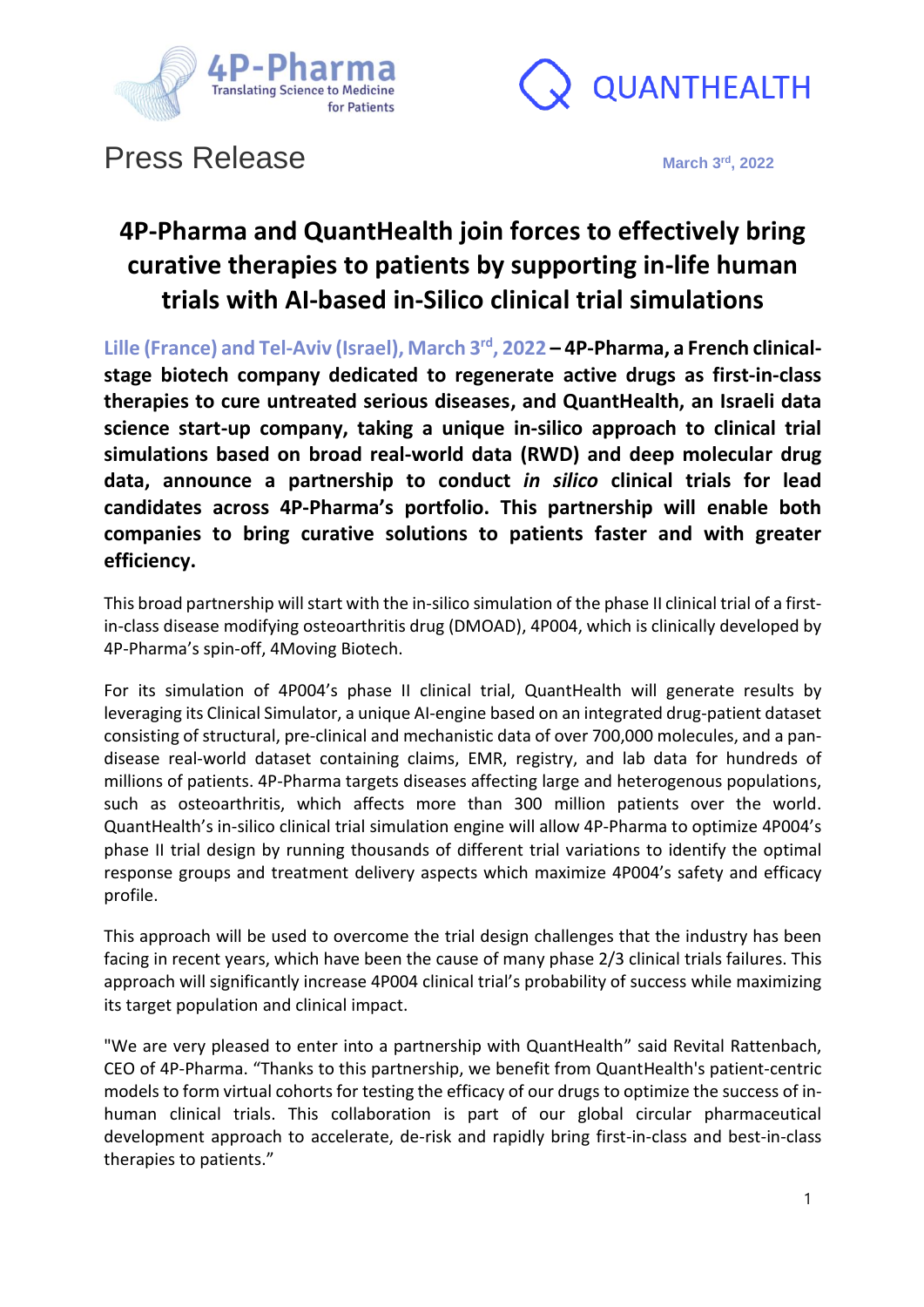4P-Pharma
Translating Science to Medicine for Patients

QUANTHEALTH

Press Release

March 3rd, 2022

# 4P-Pharma and QuantHealth join forces to effectively bring curative therapies to patients by supporting in-life human trials with AI-based in-Silico clinical trial simulations

**Lille (France) and Tel-Aviv (Israel), March 3rd, 2022 – 4P-Pharma, a French clinical-stage biotech company dedicated to regenerate active drugs as first-in-class therapies to cure untreated serious diseases, and QuantHealth, an Israeli data science start-up company, taking a unique in-silico approach to clinical trial simulations based on broad real-world data (RWD) and deep molecular drug data, announce a partnership to conduct *in silico* clinical trials for lead candidates across 4P-Pharma's portfolio. This partnership will enable both companies to bring curative solutions to patients faster and with greater efficiency.**

This broad partnership will start with the in-silico simulation of the phase II clinical trial of a first-in-class disease modifying osteoarthritis drug (DMOAD), 4P004, which is clinically developed by 4P-Pharma's spin-off, 4Moving Biotech.

For its simulation of 4P004's phase II clinical trial, QuantHealth will generate results by leveraging its Clinical Simulator, a unique AI-engine based on an integrated drug-patient dataset consisting of structural, pre-clinical and mechanistic data of over 700,000 molecules, and a pan-disease real-world dataset containing claims, EMR, registry, and lab data for hundreds of millions of patients. 4P-Pharma targets diseases affecting large and heterogenous populations, such as osteoarthritis, which affects more than 300 million patients over the world. QuantHealth's in-silico clinical trial simulation engine will allow 4P-Pharma to optimize 4P004's phase II trial design by running thousands of different trial variations to identify the optimal response groups and treatment delivery aspects which maximize 4P004's safety and efficacy profile.

This approach will be used to overcome the trial design challenges that the industry has been facing in recent years, which have been the cause of many phase 2/3 clinical trials failures. This approach will significantly increase 4P004 clinical trial's probability of success while maximizing its target population and clinical impact.

"We are very pleased to enter into a partnership with QuantHealth" said Revital Rattenbach, CEO of 4P-Pharma. "Thanks to this partnership, we benefit from QuantHealth's patient-centric models to form virtual cohorts for testing the efficacy of our drugs to optimize the success of in-human clinical trials. This collaboration is part of our global circular pharmaceutical development approach to accelerate, de-risk and rapidly bring first-in-class and best-in-class therapies to patients."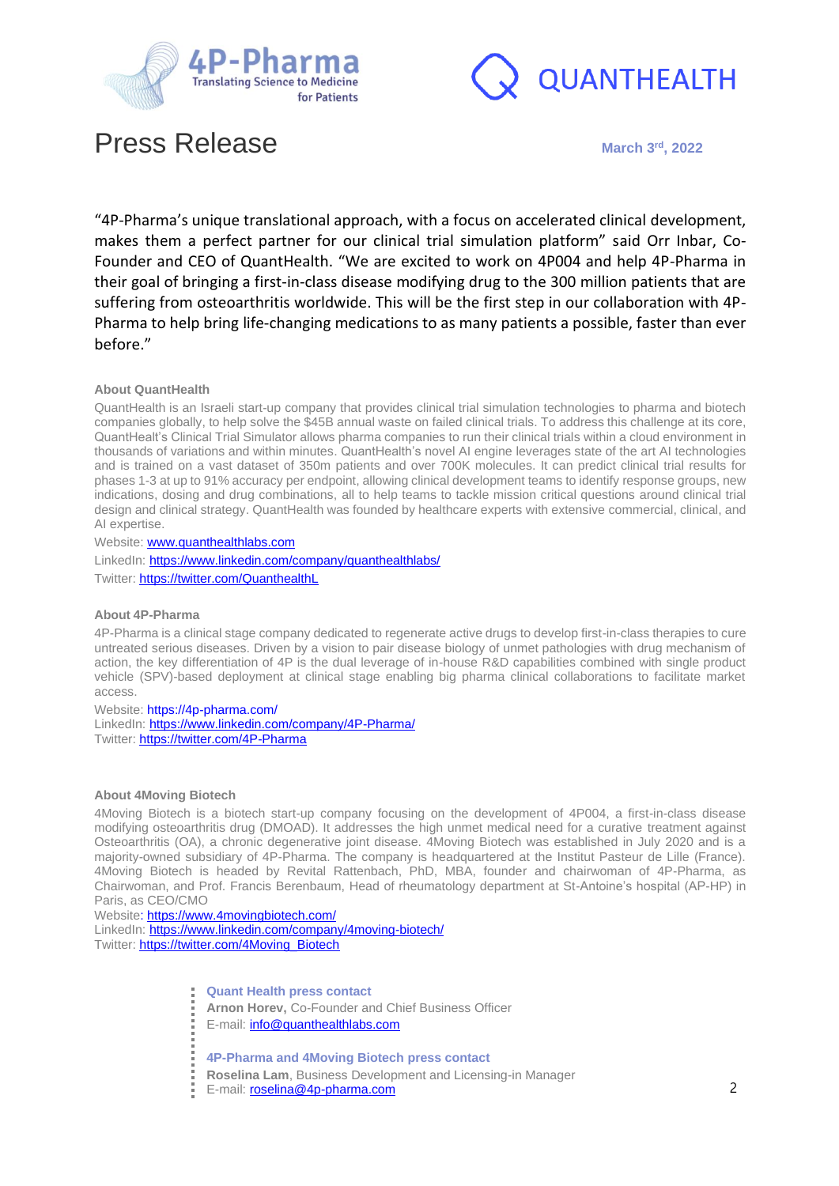# Press Release

March 3rd, 2022

"4P-Pharma's unique translational approach, with a focus on accelerated clinical development, makes them a perfect partner for our clinical trial simulation platform" said Orr Inbar, Co-Founder and CEO of QuantHealth. "We are excited to work on 4P004 and help 4P-Pharma in their goal of bringing a first-in-class disease modifying drug to the 300 million patients that are suffering from osteoarthritis worldwide. This will be the first step in our collaboration with 4P-Pharma to help bring life-changing medications to as many patients a possible, faster than ever before."

### About QuantHealth

QuantHealth is an Israeli start-up company that provides clinical trial simulation technologies to pharma and biotech companies globally, to help solve the $45B annual waste on failed clinical trials. To address this challenge at its core, QuantHealt's Clinical Trial Simulator allows pharma companies to run their clinical trials within a cloud environment in thousands of variations and within minutes. QuantHealth's novel AI engine leverages state of the art AI technologies and is trained on a vast dataset of 350m patients and over 700K molecules. It can predict clinical trial results for phases 1-3 at up to 91% accuracy per endpoint, allowing clinical development teams to identify response groups, new indications, dosing and drug combinations, all to help teams to tackle mission critical questions around clinical trial design and clinical strategy. QuantHealth was founded by healthcare experts with extensive commercial, clinical, and AI expertise.

Website: www.quanthealthlabs.com

LinkedIn: https://www.linkedin.com/company/quanthealthlabs/

Twitter: https://twitter.com/QuanthealthL

### About 4P-Pharma

4P-Pharma is a clinical stage company dedicated to regenerate active drugs to develop first-in-class therapies to cure untreated serious diseases. Driven by a vision to pair disease biology of unmet pathologies with drug mechanism of action, the key differentiation of 4P is the dual leverage of in-house R&D capabilities combined with single product vehicle (SPV)-based deployment at clinical stage enabling big pharma clinical collaborations to facilitate market access.

Website: https://4p-pharma.com/
LinkedIn: https://www.linkedin.com/company/4P-Pharma/
Twitter: https://twitter.com/4P-Pharma

### About 4Moving Biotech

4Moving Biotech is a biotech start-up company focusing on the development of 4P004, a first-in-class disease modifying osteoarthritis drug (DMOAD). It addresses the high unmet medical need for a curative treatment against Osteoarthritis (OA), a chronic degenerative joint disease. 4Moving Biotech was established in July 2020 and is a majority-owned subsidiary of 4P-Pharma. The company is headquartered at the Institut Pasteur de Lille (France). 4Moving Biotech is headed by Revital Rattenbach, PhD, MBA, founder and chairwoman of 4P-Pharma, as Chairwoman, and Prof. Francis Berenbaum, Head of rheumatology department at St-Antoine's hospital (AP-HP) in Paris, as CEO/CMO

Website: https://www.4movingbiotech.com/
LinkedIn: https://www.linkedin.com/company/4moving-biotech/
Twitter: https://twitter.com/4Moving_Biotech

**Quant Health press contact**
**Arnon Horev**, Co-Founder and Chief Business Officer
E-mail: info@quanthealthlabs.com

**4P-Pharma and 4Moving Biotech press contact**
**Roselina Lam**, Business Development and Licensing-in Manager
E-mail: roselina@4p-pharma.com